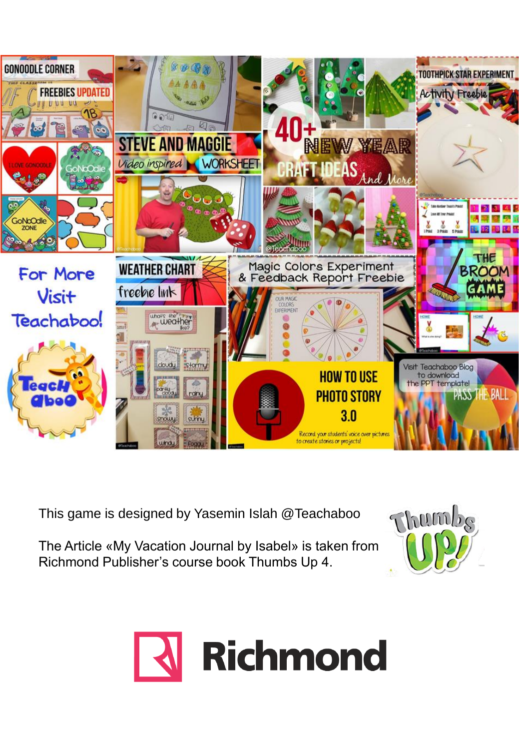This game is designed by Yasemin Islah @Teachaboo

The Article «My Vacation Journal by Isabel» is taken from Richmond Publisher’s course book Thumbs Up 4.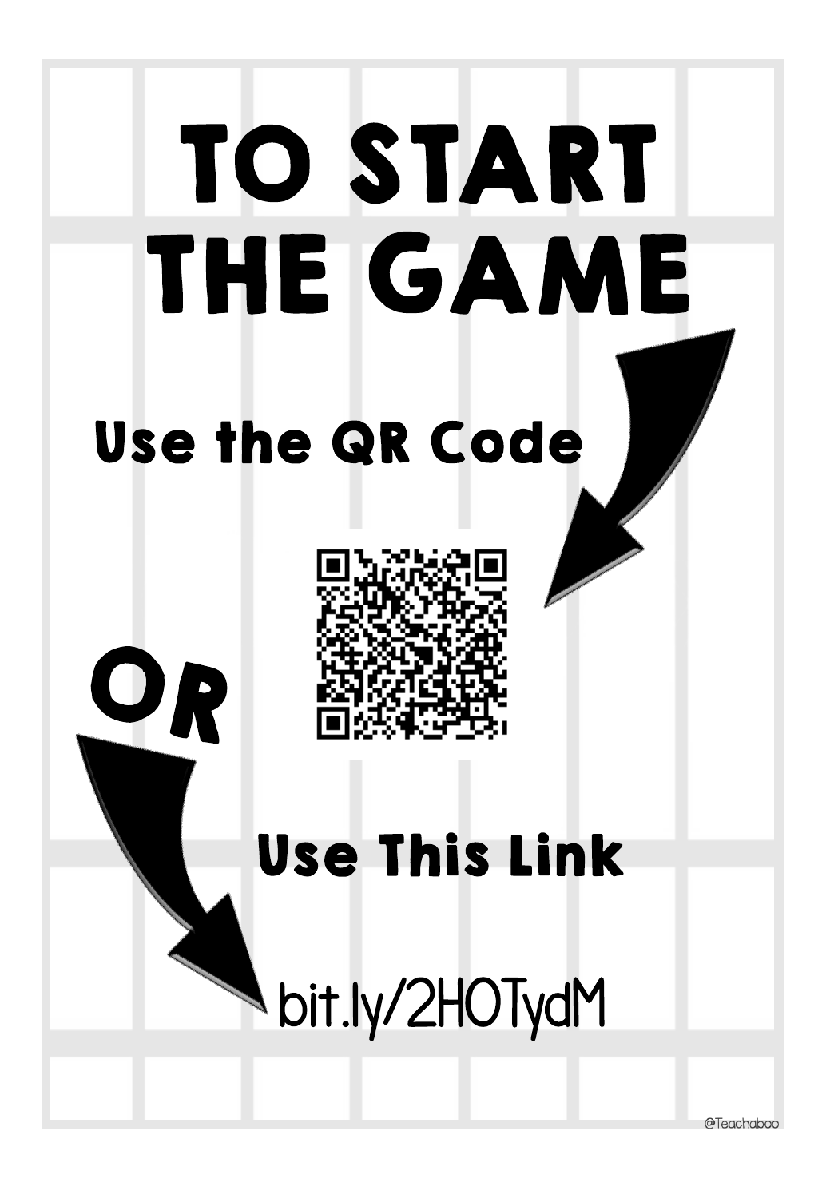# TO START THE GAME

Use the QR Code

OR

Use This Link

bit.ly/2HOTydM

@Teachaboo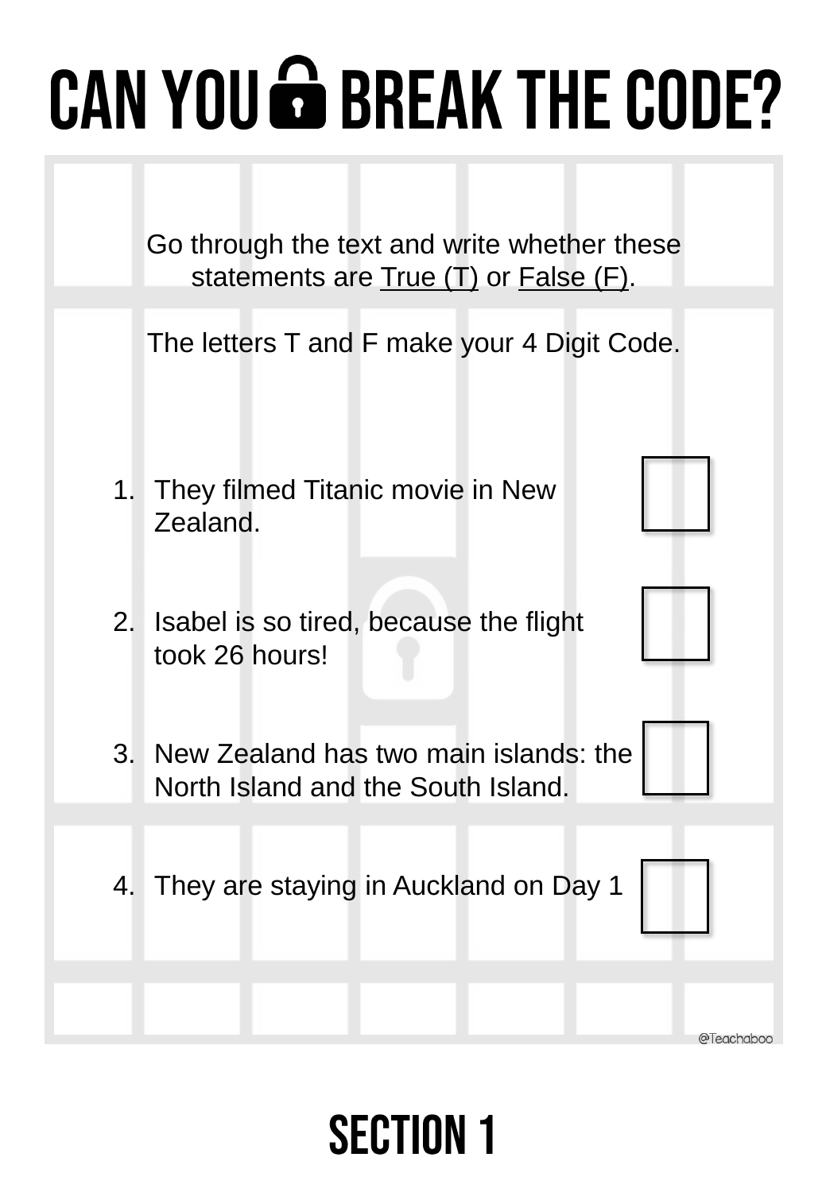# CAN YOU BREAK THE CODE?

Go through the text and write whether these statements are True (T) or False (F).

The letters T and F make your 4 Digit Code.

1. They filmed Titanic movie in New Zealand. ☐
2. Isabel is so tired, because the flight took 26 hours! ☐
3. New Zealand has two main islands: the North Island and the South Island. ☐
4. They are staying in Auckland on Day 1 ☐

@Teachaboo

# SECTION 1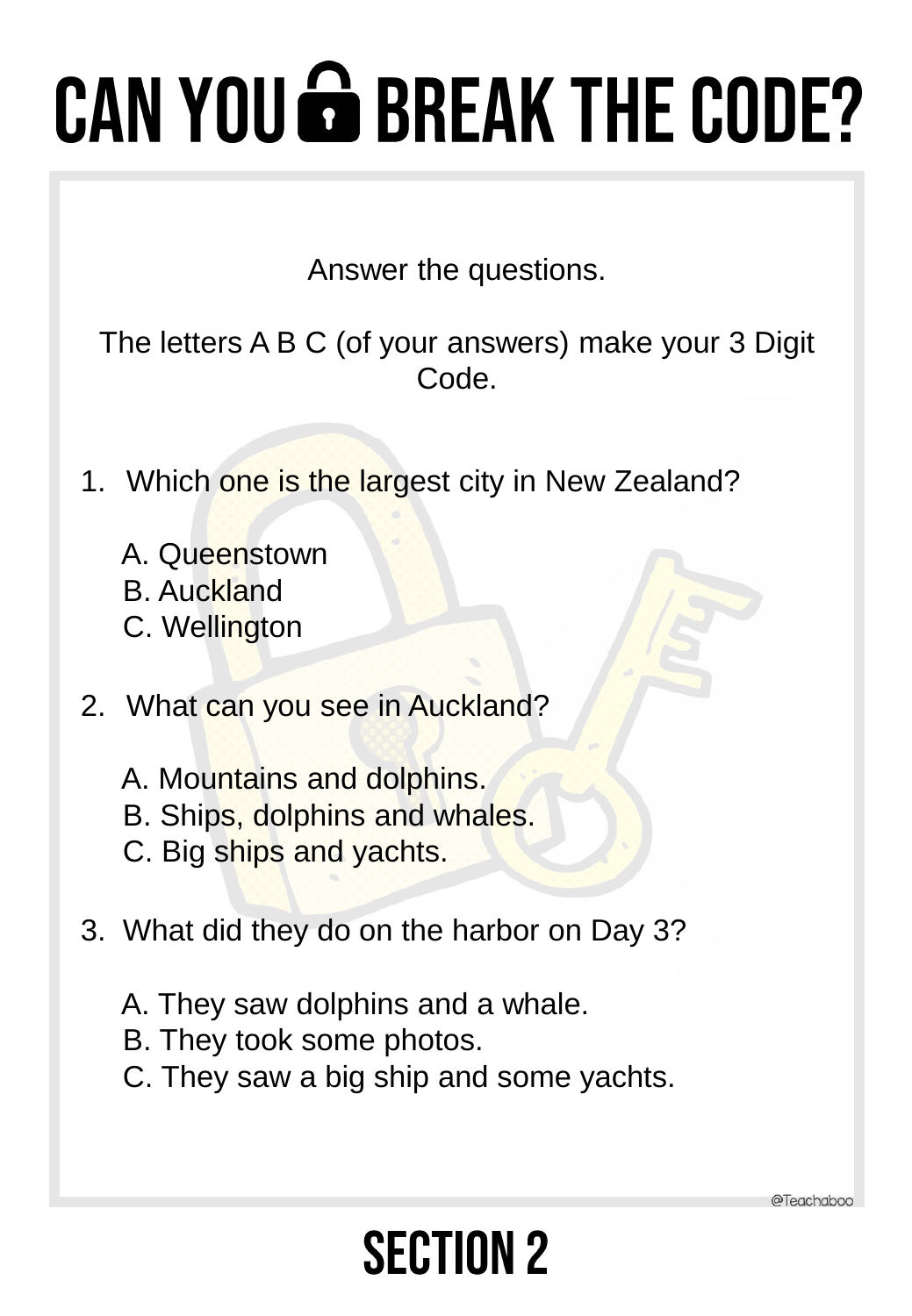# CAN YOU BREAK THE CODE?

Answer the questions.

The letters A B C (of your answers) make your 3 Digit Code.

1. Which one is the largest city in New Zealand?

   A. Queenstown
   B. Auckland
   C. Wellington

2. What can you see in Auckland?

   A. Mountains and dolphins.
   B. Ships, dolphins and whales.
   C. Big ships and yachts.

3. What did they do on the harbor on Day 3?

   A. They saw dolphins and a whale.
   B. They took some photos.
   C. They saw a big ship and some yachts.

@Teachaboo

## SECTION 2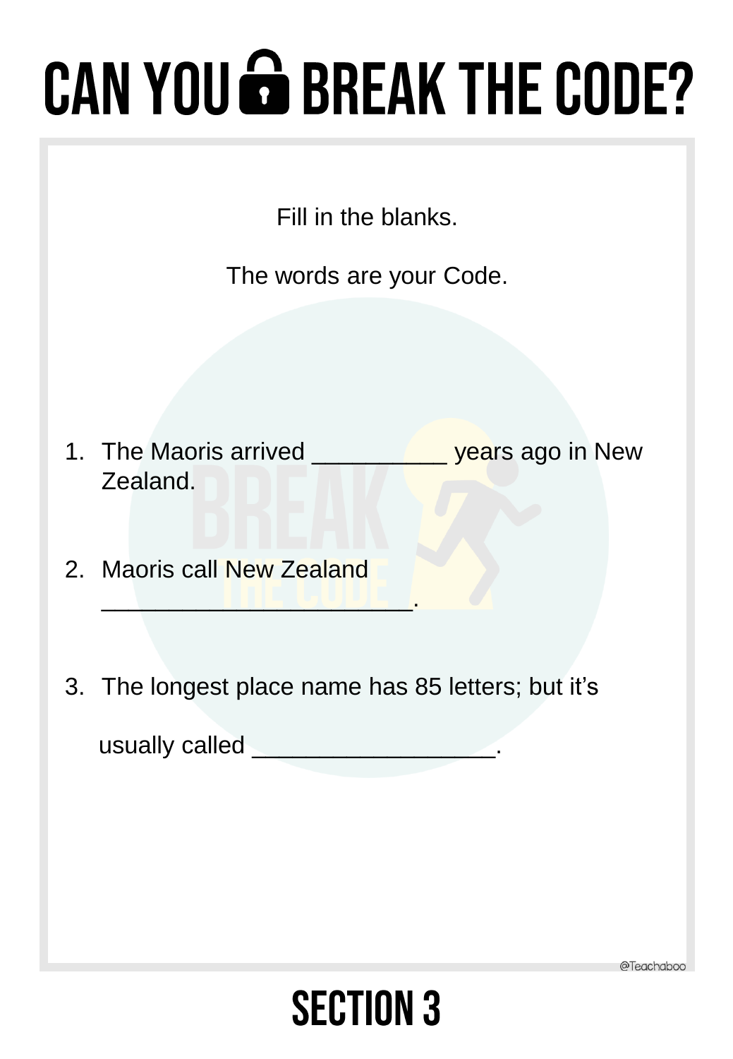# CAN YOU BREAK THE CODE?

Fill in the blanks.

The words are your Code.

1. The Maoris arrived __________ years ago in New Zealand.

2. Maoris call New Zealand _______________________.

3. The longest place name has 85 letters; but it's usually called __________________.

@Teachaboo

## SECTION 3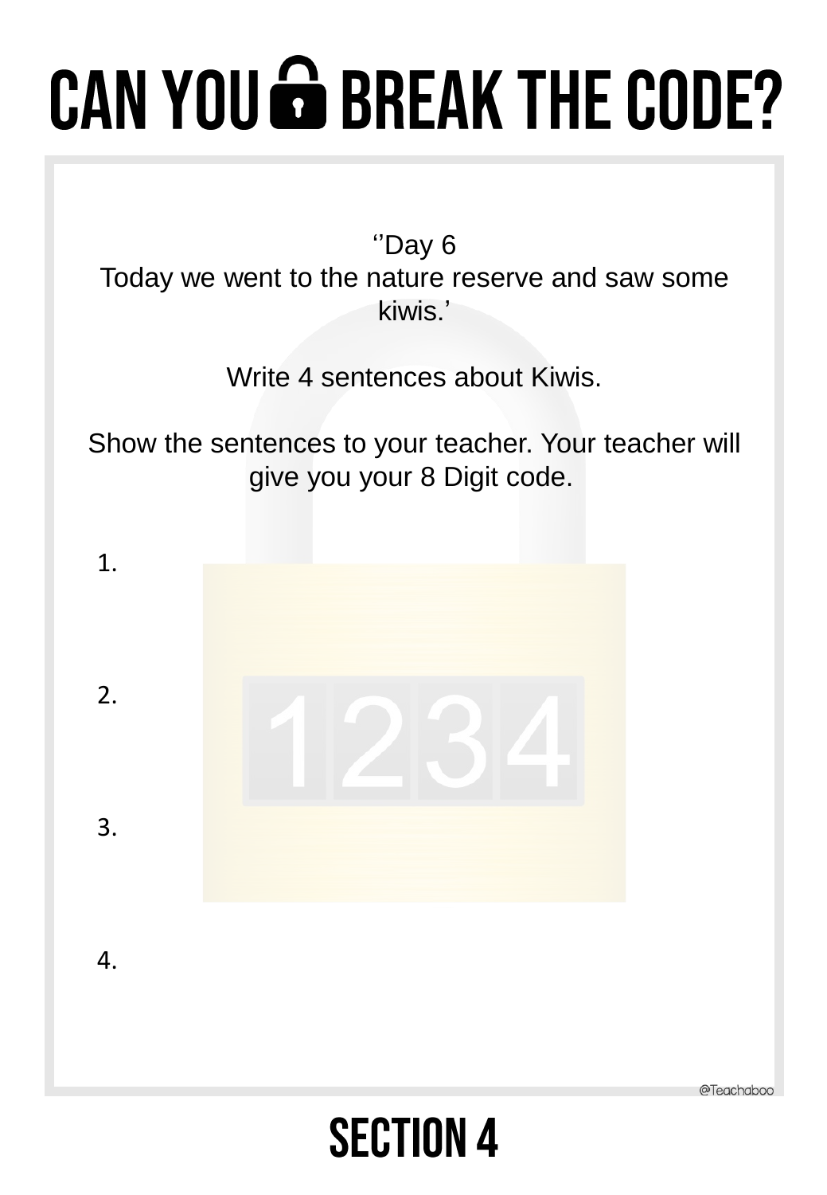# CAN YOU BREAK THE CODE?

‘’Day 6
Today we went to the nature reserve and saw some kiwis.’

Write 4 sentences about Kiwis.

Show the sentences to your teacher. Your teacher will give you your 8 Digit code.

1.

2.

3.

4.

@Teachaboo

# SECTION 4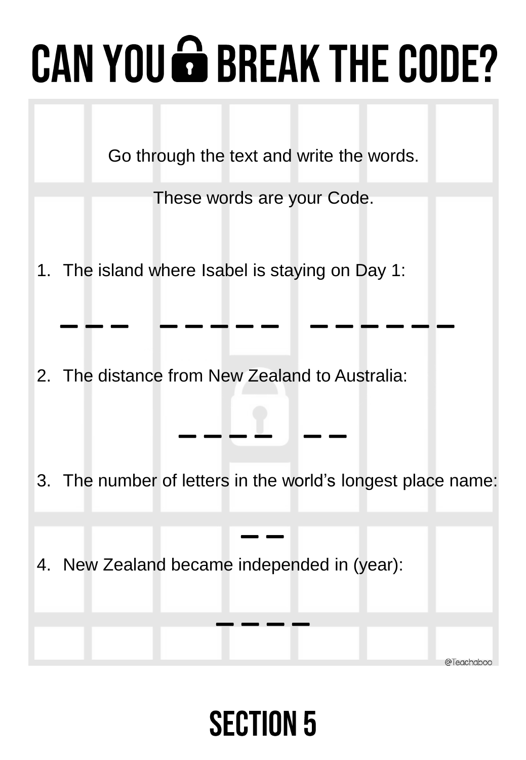# CAN YOU BREAK THE CODE?

Go through the text and write the words.

These words are your Code.

1. The island where Isabel is staying on Day 1:

_ _ _ &nbsp;&nbsp; _ _ _ _ _ &nbsp;&nbsp; _ _ _ _ _ _

2. The distance from New Zealand to Australia:

_ _ _ _ &nbsp;&nbsp; _ _

3. The number of letters in the world's longest place name:

_ _

4. New Zealand became independed in (year):

_ _ _ _

@Teachaboo

# SECTION 5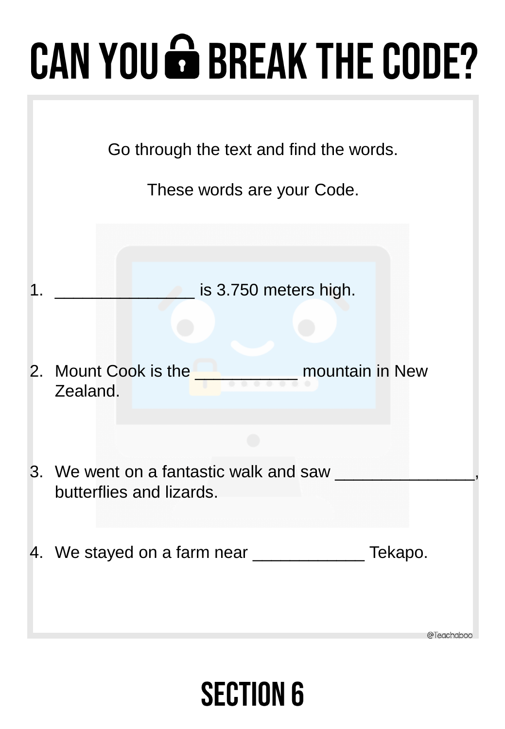# CAN YOU BREAK THE CODE?

Go through the text and find the words.

These words are your Code.

1. _______________ is 3.750 meters high.

2. Mount Cook is the ___________ mountain in New Zealand.

3. We went on a fantastic walk and saw _______________, butterflies and lizards.

4. We stayed on a farm near ____________ Tekapo.

@Teachaboo

## SECTION 6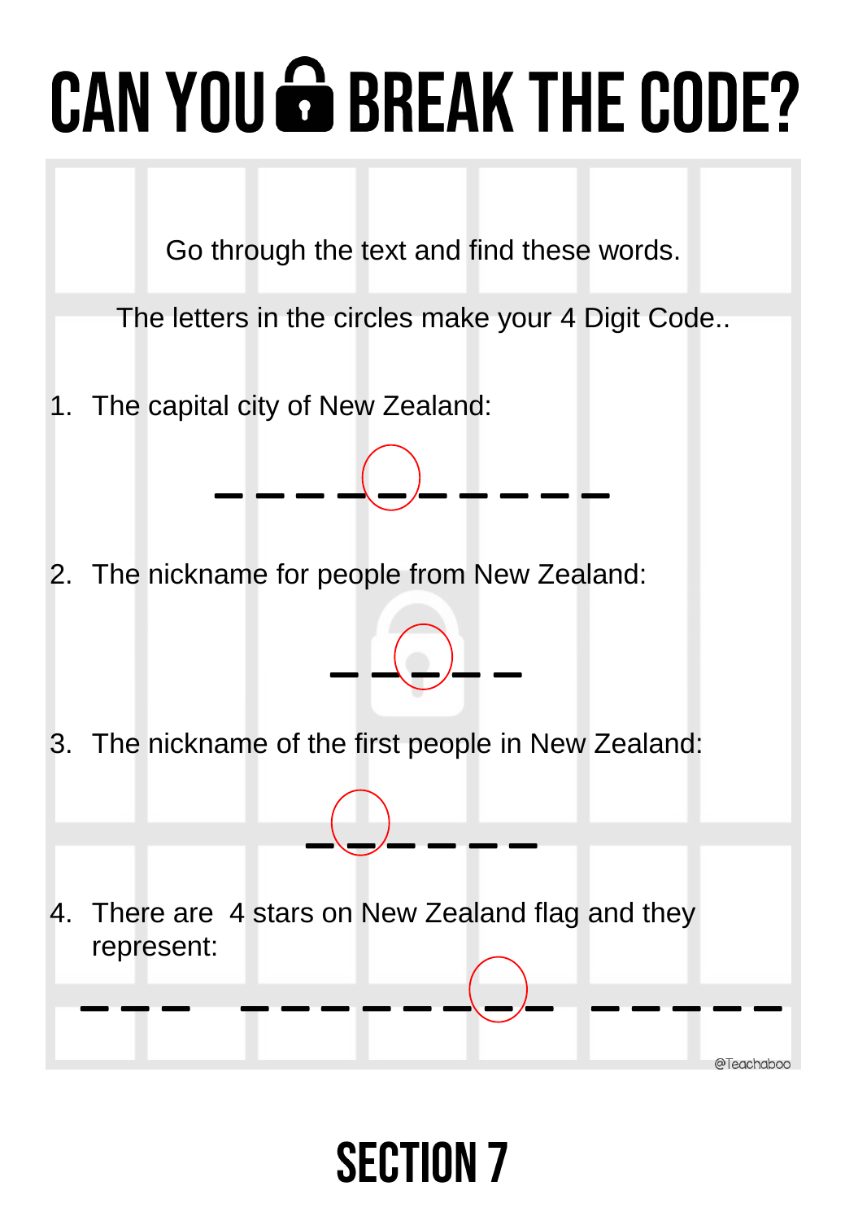# CAN YOU BREAK THE CODE?

Go through the text and find these words.

The letters in the circles make your 4 Digit Code..

1. The capital city of New Zealand:

   _ _ _ _ (_) _ _ _ _ _

2. The nickname for people from New Zealand:

   _ _ (_) _ _

3. The nickname of the first people in New Zealand:

   _ (_) _ _ _ _

4. There are 4 stars on New Zealand flag and they represent:

   _ _ _   _ _ _ _ _ _ (_) _   _ _ _ _ _

@Teachaboo

## SECTION 7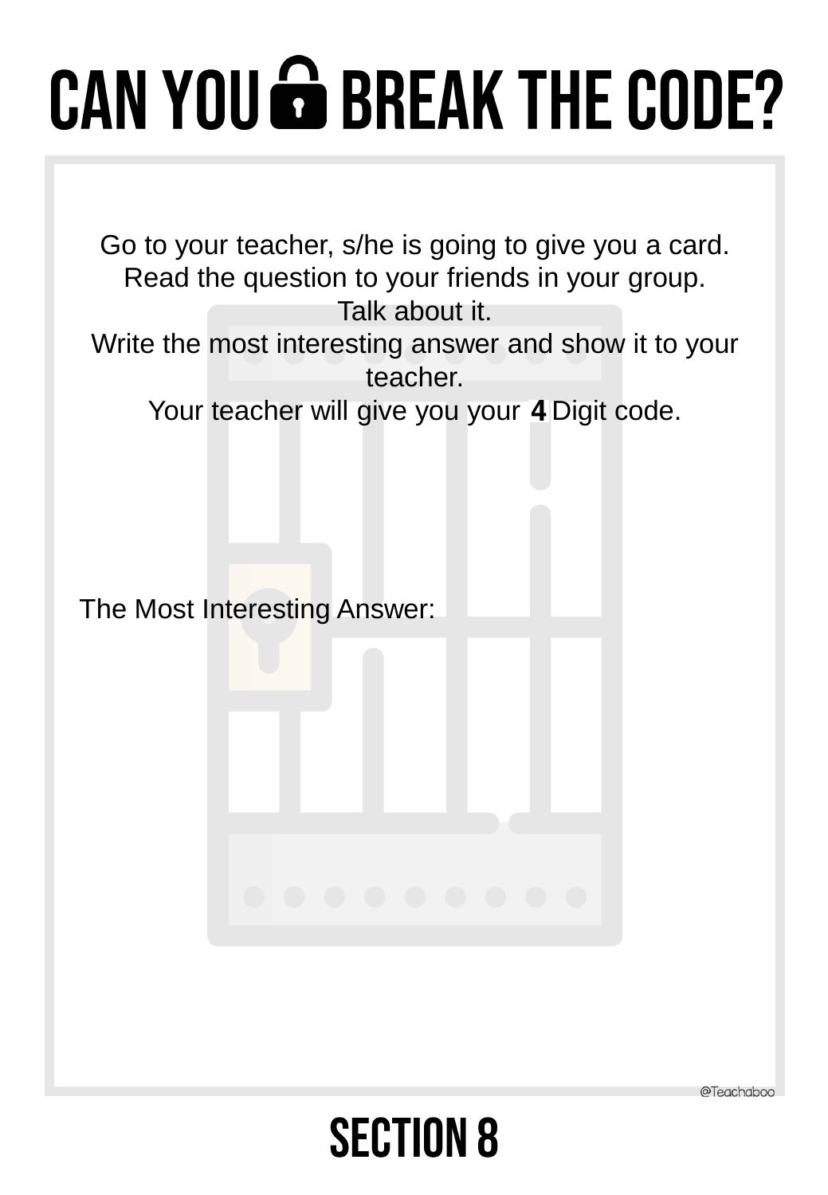# CAN YOU BREAK THE CODE?

Go to your teacher, s/he is going to give you a card.
Read the question to your friends in your group.
Talk about it.
Write the most interesting answer and show it to your teacher.
Your teacher will give you your **4** Digit code.

The Most Interesting Answer:

@Teachaboo

## SECTION 8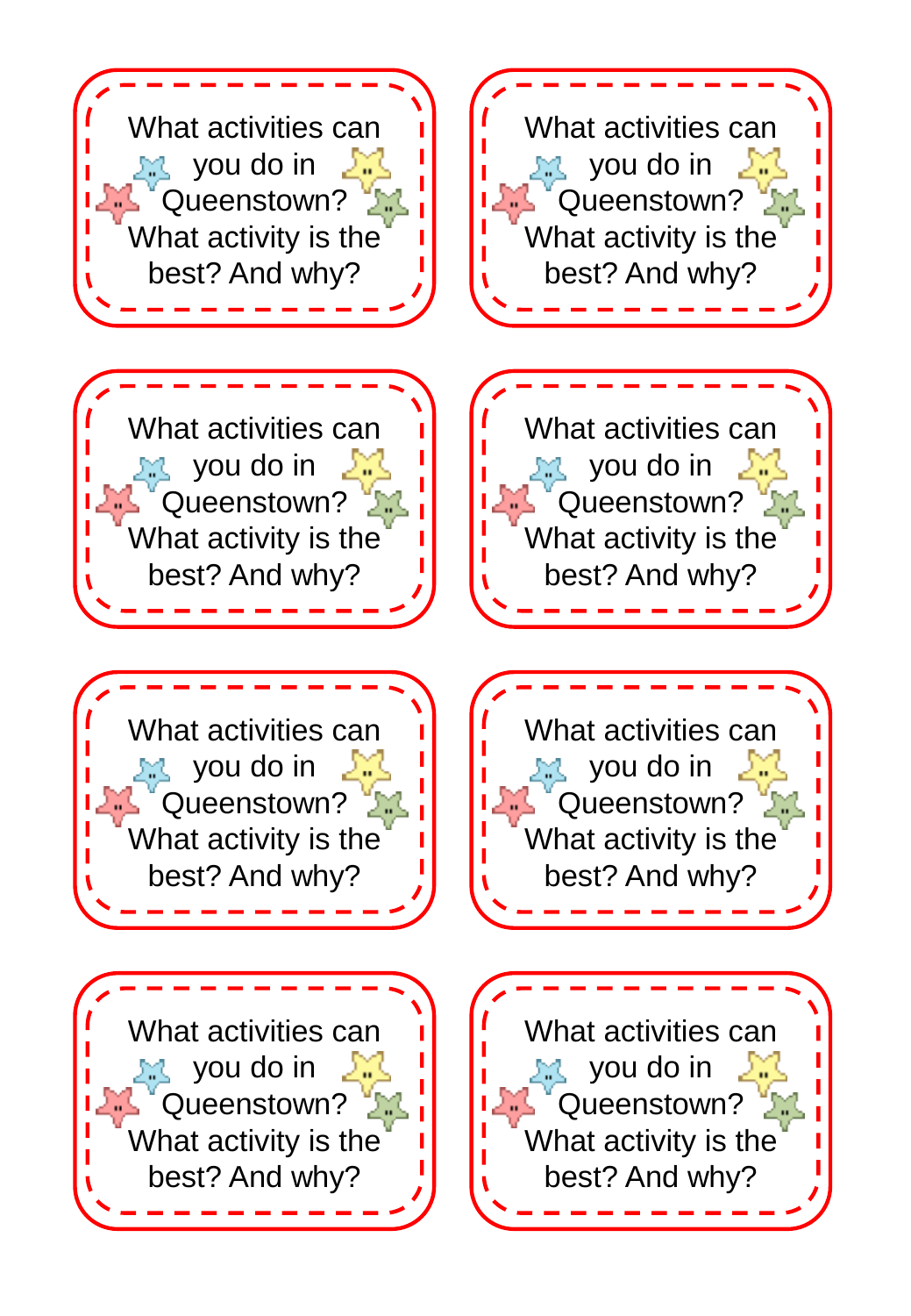What activities can you do in Queenstown? What activity is the best? And why?

What activities can you do in Queenstown? What activity is the best? And why?

What activities can you do in Queenstown? What activity is the best? And why?

What activities can you do in Queenstown? What activity is the best? And why?

What activities can you do in Queenstown? What activity is the best? And why?

What activities can you do in Queenstown? What activity is the best? And why?

What activities can you do in Queenstown? What activity is the best? And why?

What activities can you do in Queenstown? What activity is the best? And why?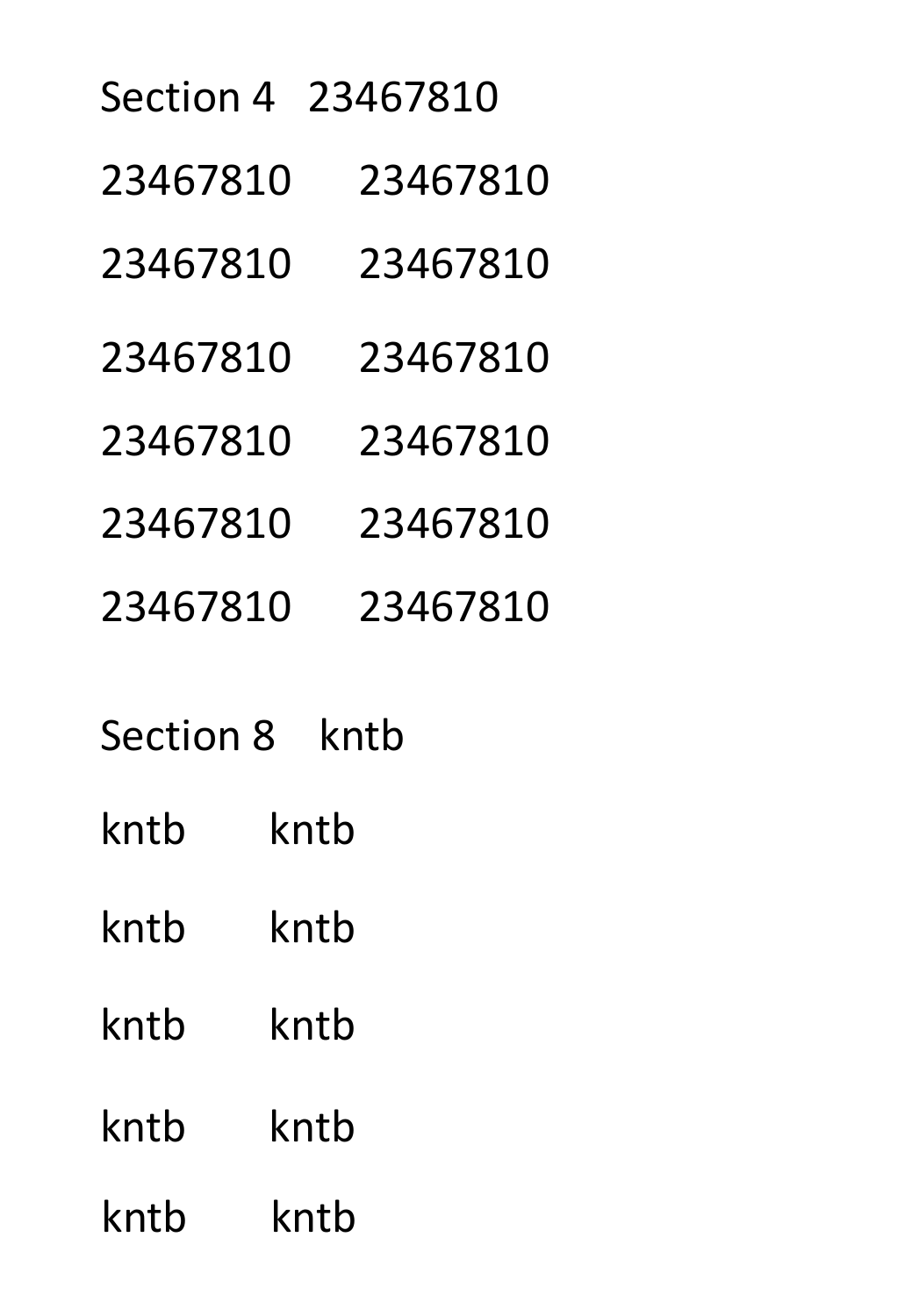Section 4 23467810

23467810 23467810

23467810 23467810

23467810 23467810

23467810 23467810

23467810 23467810

23467810 23467810

Section 8 kntb

kntb kntb

kntb kntb

kntb kntb

kntb kntb

kntb kntb